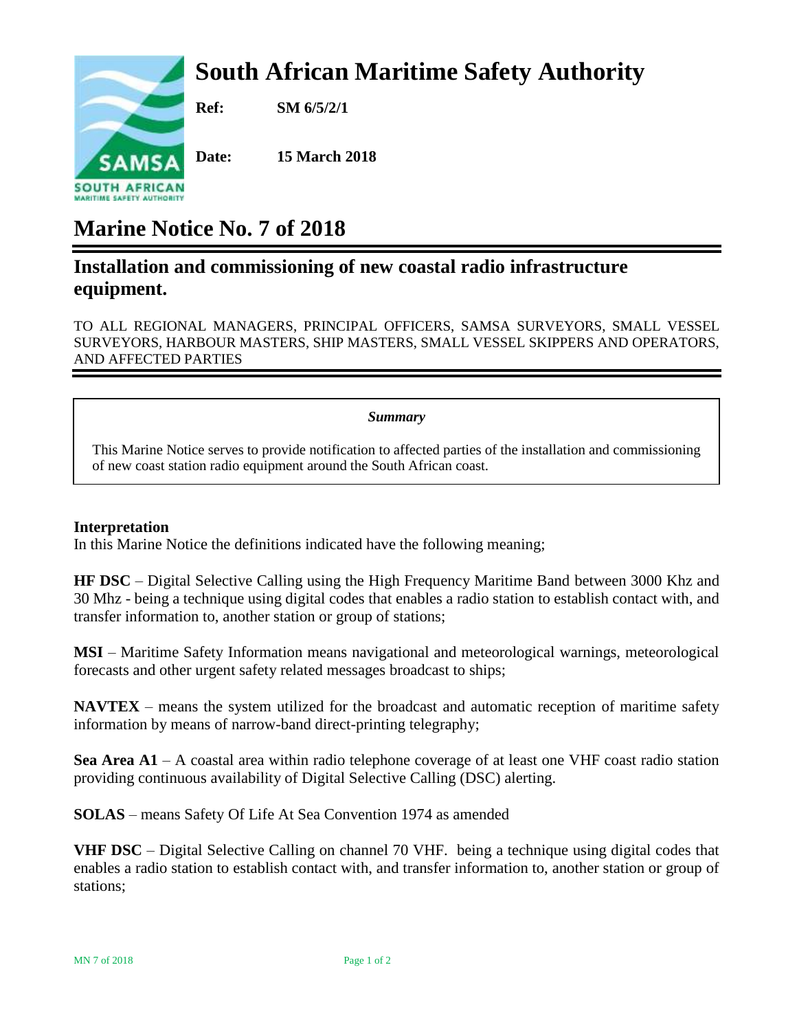# South African Maritime Safety Authority

**Ref:** **SM 6/5/2/1**

**Date:** **15 March 2018**

# Marine Notice No. 7 of 2018

## Installation and commissioning of new coastal radio infrastructure equipment.

TO ALL REGIONAL MANAGERS, PRINCIPAL OFFICERS, SAMSA SURVEYORS, SMALL VESSEL SURVEYORS, HARBOUR MASTERS, SHIP MASTERS, SMALL VESSEL SKIPPERS AND OPERATORS, AND AFFECTED PARTIES

***Summary***

This Marine Notice serves to provide notification to affected parties of the installation and commissioning of new coast station radio equipment around the South African coast.

**Interpretation**

In this Marine Notice the definitions indicated have the following meaning;

**HF DSC** – Digital Selective Calling using the High Frequency Maritime Band between 3000 Khz and 30 Mhz - being a technique using digital codes that enables a radio station to establish contact with, and transfer information to, another station or group of stations;

**MSI** – Maritime Safety Information means navigational and meteorological warnings, meteorological forecasts and other urgent safety related messages broadcast to ships;

**NAVTEX** – means the system utilized for the broadcast and automatic reception of maritime safety information by means of narrow-band direct-printing telegraphy;

**Sea Area A1** – A coastal area within radio telephone coverage of at least one VHF coast radio station providing continuous availability of Digital Selective Calling (DSC) alerting.

**SOLAS** – means Safety Of Life At Sea Convention 1974 as amended

**VHF DSC** – Digital Selective Calling on channel 70 VHF. being a technique using digital codes that enables a radio station to establish contact with, and transfer information to, another station or group of stations;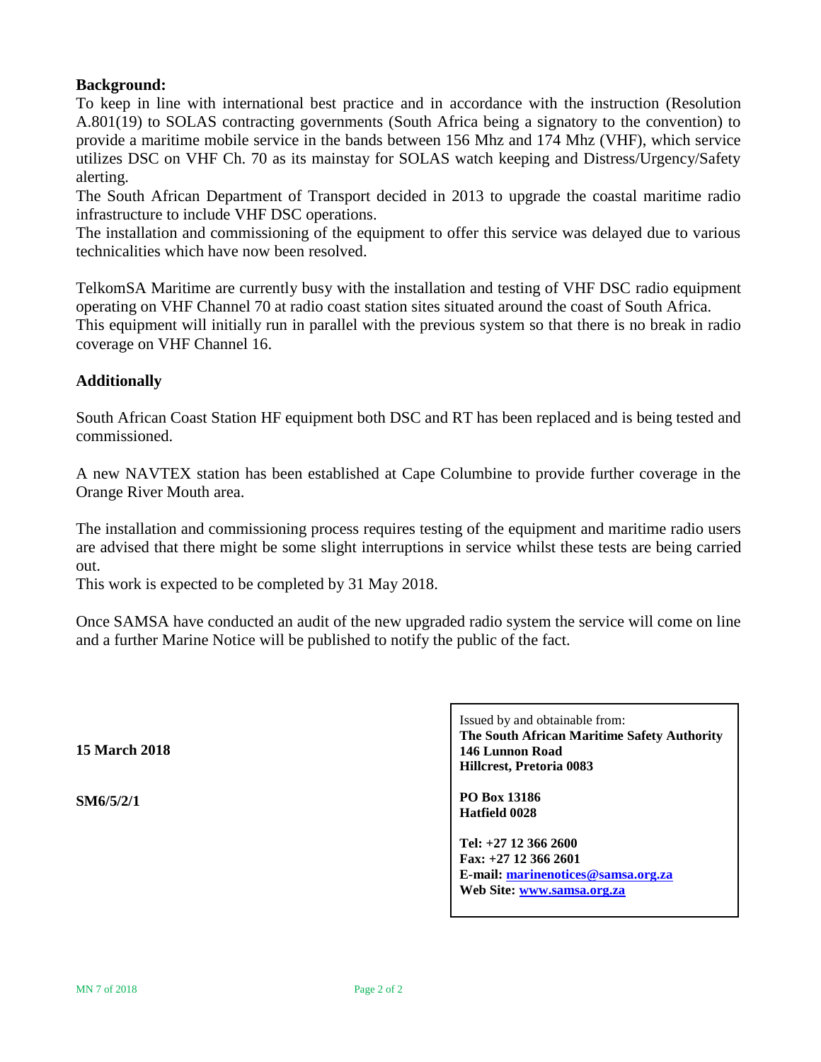**Background:**

To keep in line with international best practice and in accordance with the instruction (Resolution A.801(19) to SOLAS contracting governments (South Africa being a signatory to the convention) to provide a maritime mobile service in the bands between 156 Mhz and 174 Mhz (VHF), which service utilizes DSC on VHF Ch. 70 as its mainstay for SOLAS watch keeping and Distress/Urgency/Safety alerting.

The South African Department of Transport decided in 2013 to upgrade the coastal maritime radio infrastructure to include VHF DSC operations.

The installation and commissioning of the equipment to offer this service was delayed due to various technicalities which have now been resolved.

TelkomSA Maritime are currently busy with the installation and testing of VHF DSC radio equipment operating on VHF Channel 70 at radio coast station sites situated around the coast of South Africa.

This equipment will initially run in parallel with the previous system so that there is no break in radio coverage on VHF Channel 16.

**Additionally**

South African Coast Station HF equipment both DSC and RT has been replaced and is being tested and commissioned.

A new NAVTEX station has been established at Cape Columbine to provide further coverage in the Orange River Mouth area.

The installation and commissioning process requires testing of the equipment and maritime radio users are advised that there might be some slight interruptions in service whilst these tests are being carried out.

This work is expected to be completed by 31 May 2018.

Once SAMSA have conducted an audit of the new upgraded radio system the service will come on line and a further Marine Notice will be published to notify the public of the fact.

**15 March 2018**

**SM6/5/2/1**

Issued by and obtainable from:
**The South African Maritime Safety Authority**
**146 Lunnon Road**
**Hillcrest, Pretoria 0083**

**PO Box 13186**
**Hatfield 0028**

**Tel: +27 12 366 2600**
**Fax: +27 12 366 2601**
**E-mail: marinenotices@samsa.org.za**
**Web Site: www.samsa.org.za**